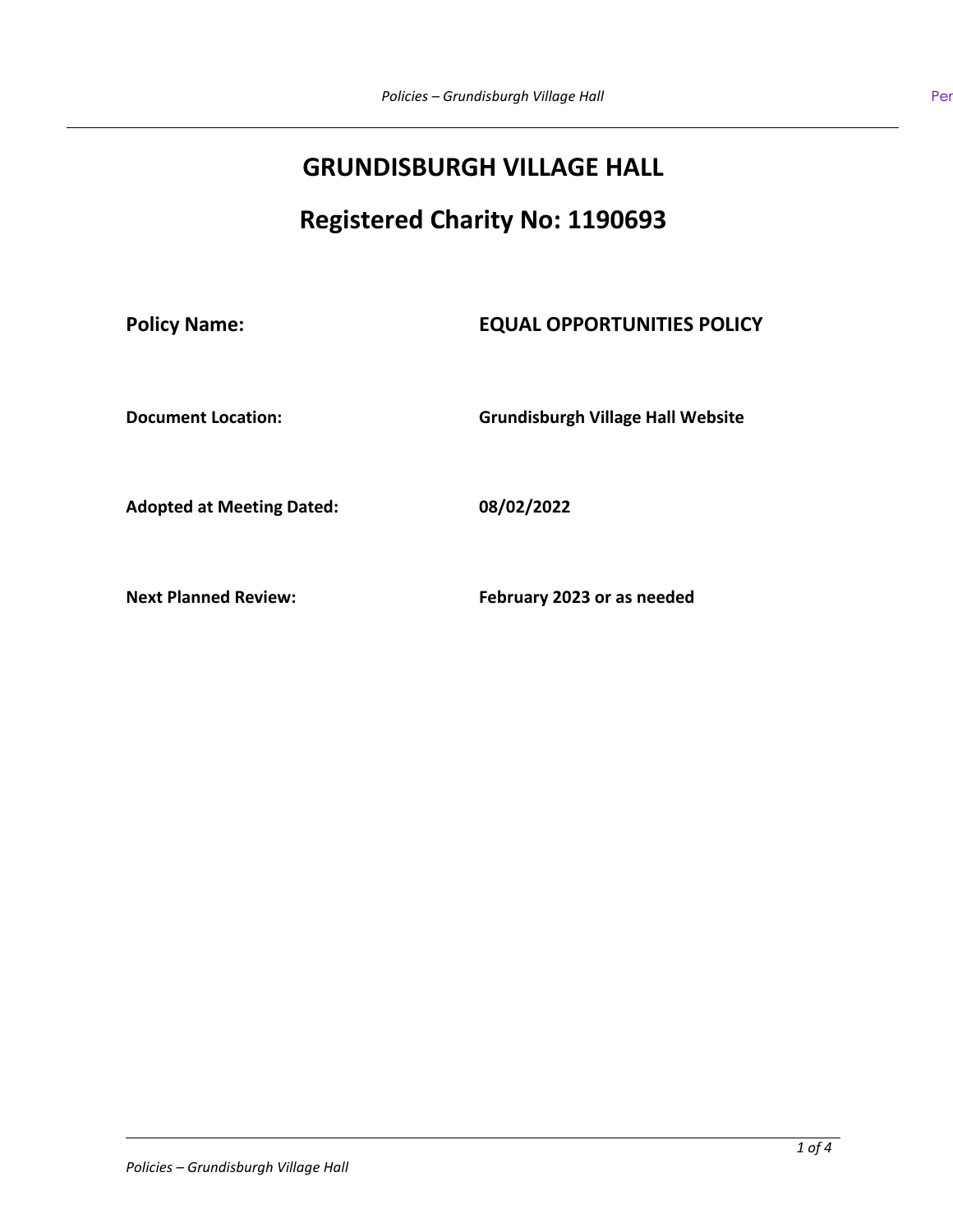# GRUNDISBURGH VILLAGE HALL

## Registered Charity No: 1190693

| | |
|---|---|
| **Policy Name:** | **EQUAL OPPORTUNITIES POLICY** |
| **Document Location:** | **Grundisburgh Village Hall Website** |
| **Adopted at Meeting Dated:** | **08/02/2022** |
| **Next Planned Review:** | **February 2023 or as needed** |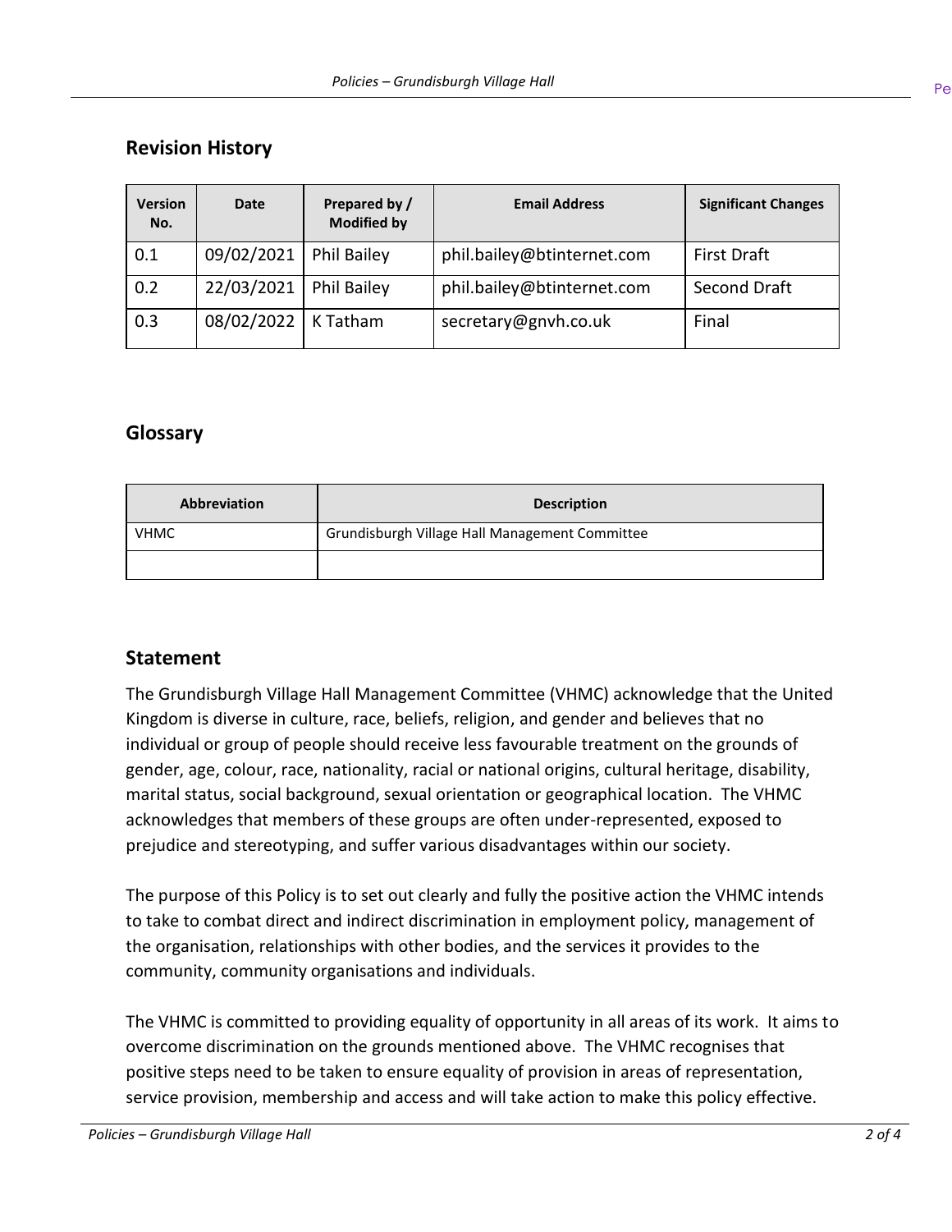## Revision History

| Version No. | Date | Prepared by / Modified by | Email Address | Significant Changes |
|---|---|---|---|---|
| 0.1 | 09/02/2021 | Phil Bailey | phil.bailey@btinternet.com | First Draft |
| 0.2 | 22/03/2021 | Phil Bailey | phil.bailey@btinternet.com | Second Draft |
| 0.3 | 08/02/2022 | K Tatham | secretary@gnvh.co.uk | Final |

## Glossary

| Abbreviation | Description |
|---|---|
| VHMC | Grundisburgh Village Hall Management Committee |
| | |

## Statement

The Grundisburgh Village Hall Management Committee (VHMC) acknowledge that the United Kingdom is diverse in culture, race, beliefs, religion, and gender and believes that no individual or group of people should receive less favourable treatment on the grounds of gender, age, colour, race, nationality, racial or national origins, cultural heritage, disability, marital status, social background, sexual orientation or geographical location. The VHMC acknowledges that members of these groups are often under-represented, exposed to prejudice and stereotyping, and suffer various disadvantages within our society.

The purpose of this Policy is to set out clearly and fully the positive action the VHMC intends to take to combat direct and indirect discrimination in employment policy, management of the organisation, relationships with other bodies, and the services it provides to the community, community organisations and individuals.

The VHMC is committed to providing equality of opportunity in all areas of its work. It aims to overcome discrimination on the grounds mentioned above. The VHMC recognises that positive steps need to be taken to ensure equality of provision in areas of representation, service provision, membership and access and will take action to make this policy effective.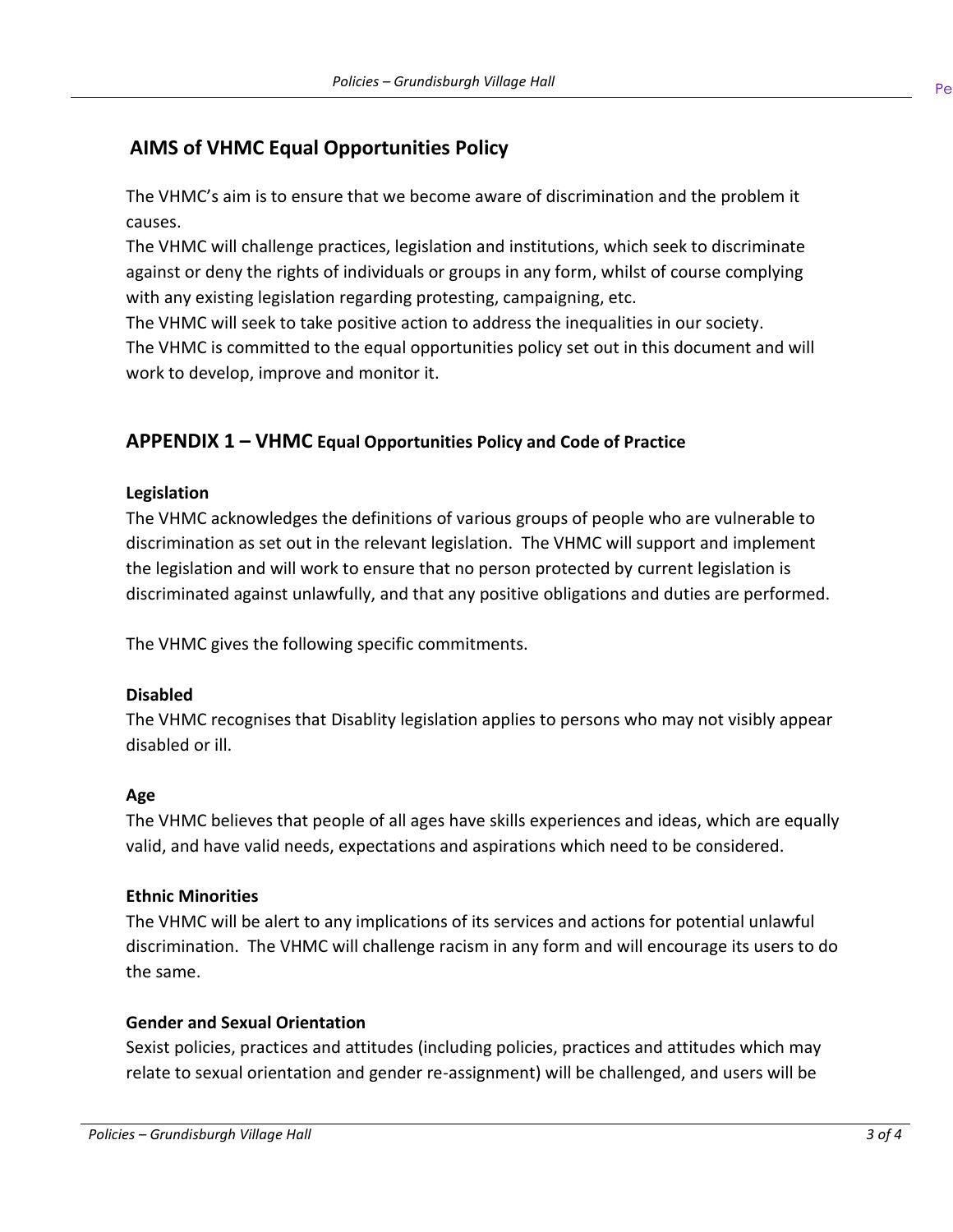## AIMS of VHMC Equal Opportunities Policy

The VHMC's aim is to ensure that we become aware of discrimination and the problem it causes.
The VHMC will challenge practices, legislation and institutions, which seek to discriminate against or deny the rights of individuals or groups in any form, whilst of course complying with any existing legislation regarding protesting, campaigning, etc.
The VHMC will seek to take positive action to address the inequalities in our society.
The VHMC is committed to the equal opportunities policy set out in this document and will work to develop, improve and monitor it.

## APPENDIX 1 – VHMC Equal Opportunities Policy and Code of Practice

**Legislation**

The VHMC acknowledges the definitions of various groups of people who are vulnerable to discrimination as set out in the relevant legislation. The VHMC will support and implement the legislation and will work to ensure that no person protected by current legislation is discriminated against unlawfully, and that any positive obligations and duties are performed.

The VHMC gives the following specific commitments.

**Disabled**

The VHMC recognises that Disablity legislation applies to persons who may not visibly appear disabled or ill.

**Age**

The VHMC believes that people of all ages have skills experiences and ideas, which are equally valid, and have valid needs, expectations and aspirations which need to be considered.

**Ethnic Minorities**

The VHMC will be alert to any implications of its services and actions for potential unlawful discrimination. The VHMC will challenge racism in any form and will encourage its users to do the same.

**Gender and Sexual Orientation**

Sexist policies, practices and attitudes (including policies, practices and attitudes which may relate to sexual orientation and gender re-assignment) will be challenged, and users will be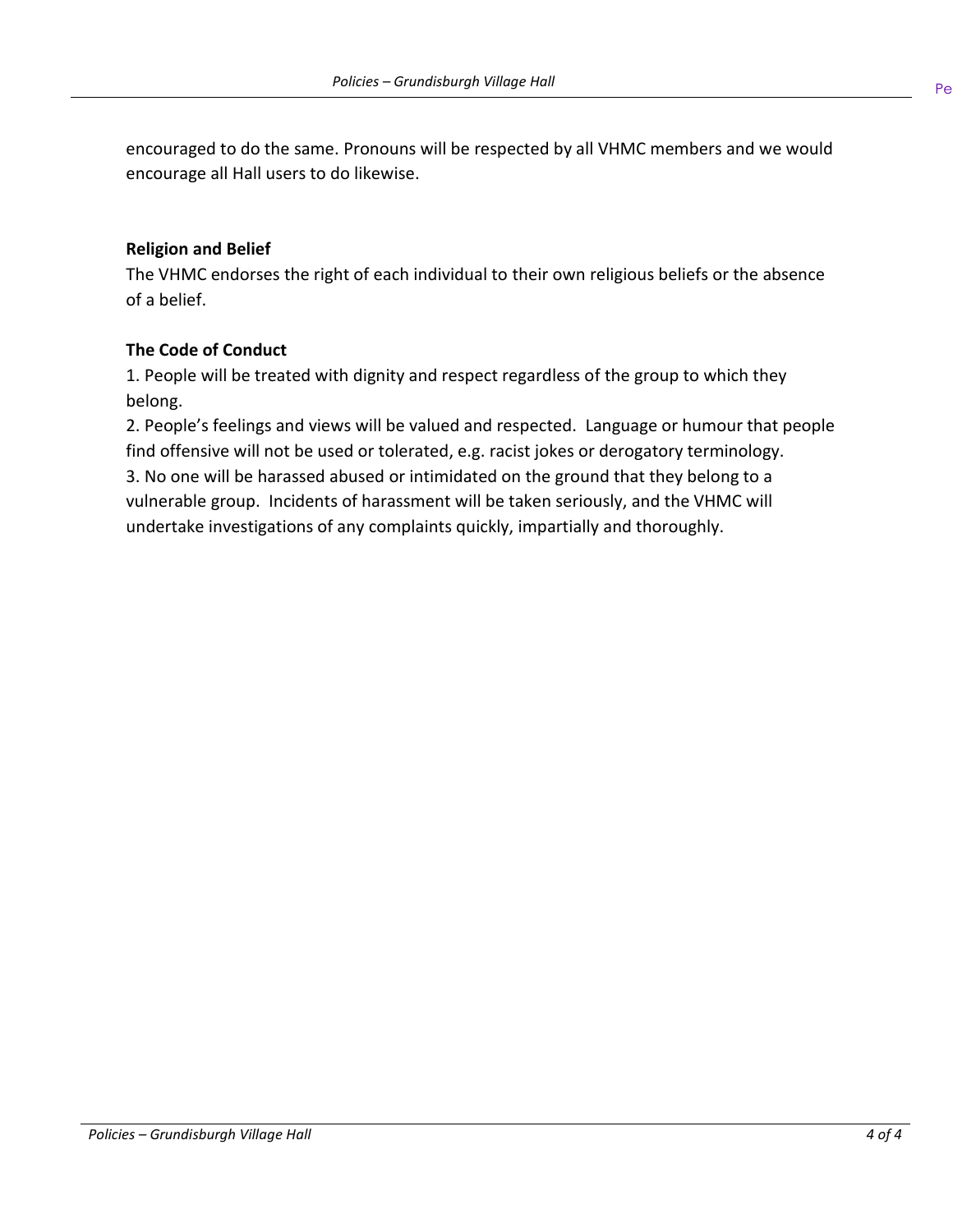encouraged to do the same. Pronouns will be respected by all VHMC members and we would encourage all Hall users to do likewise.

**Religion and Belief**

The VHMC endorses the right of each individual to their own religious beliefs or the absence of a belief.

**The Code of Conduct**

1. People will be treated with dignity and respect regardless of the group to which they belong.
2. People's feelings and views will be valued and respected. Language or humour that people find offensive will not be used or tolerated, e.g. racist jokes or derogatory terminology.
3. No one will be harassed abused or intimidated on the ground that they belong to a vulnerable group. Incidents of harassment will be taken seriously, and the VHMC will undertake investigations of any complaints quickly, impartially and thoroughly.